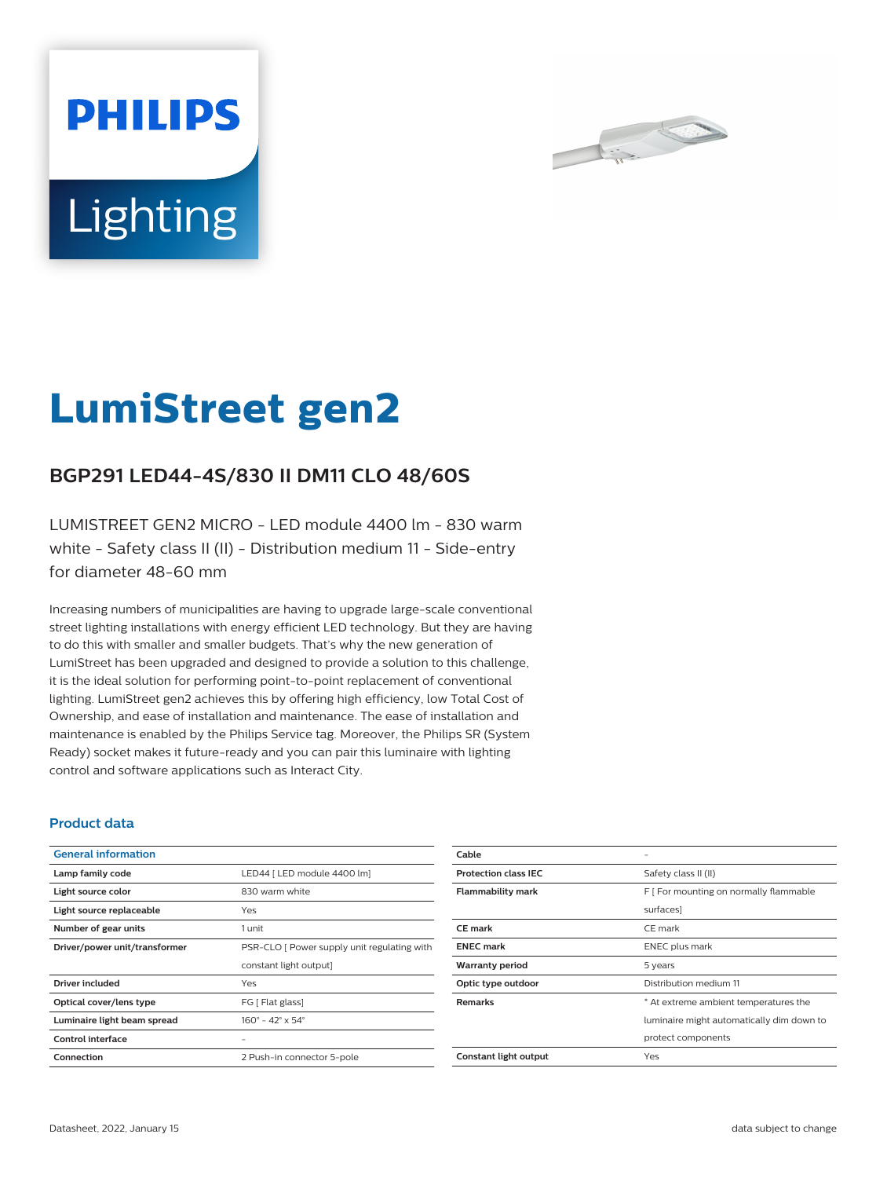# LumiStreet gen2

## BGP291 LED44-4S/830 II DM11 CLO 48/60S

LUMISTREET GEN2 MICRO - LED module 4400 lm - 830 warm white - Safety class II (II) - Distribution medium 11 - Side-entry for diameter 48-60 mm

Increasing numbers of municipalities are having to upgrade large-scale conventional street lighting installations with energy efficient LED technology. But they are having to do this with smaller and smaller budgets. That's why the new generation of LumiStreet has been upgraded and designed to provide a solution to this challenge, it is the ideal solution for performing point-to-point replacement of conventional lighting. LumiStreet gen2 achieves this by offering high efficiency, low Total Cost of Ownership, and ease of installation and maintenance. The ease of installation and maintenance is enabled by the Philips Service tag. Moreover, the Philips SR (System Ready) socket makes it future-ready and you can pair this luminaire with lighting control and software applications such as Interact City.

### Product data

| General information | |
|---|---|
| **Lamp family code** | LED44 [ LED module 4400 lm] |
| **Light source color** | 830 warm white |
| **Light source replaceable** | Yes |
| **Number of gear units** | 1 unit |
| **Driver/power unit/transformer** | PSR-CLO [ Power supply unit regulating with constant light output] |
| **Driver included** | Yes |
| **Optical cover/lens type** | FG [ Flat glass] |
| **Luminaire light beam spread** | 160° - 42° x 54° |
| **Control interface** | - |
| **Connection** | 2 Push-in connector 5-pole |
| **Cable** | - |
| **Protection class IEC** | Safety class II (II) |
| **Flammability mark** | F [ For mounting on normally flammable surfaces] |
| **CE mark** | CE mark |
| **ENEC mark** | ENEC plus mark |
| **Warranty period** | 5 years |
| **Optic type outdoor** | Distribution medium 11 |
| **Remarks** | * At extreme ambient temperatures the luminaire might automatically dim down to protect components |
| **Constant light output** | Yes |

Datasheet, 2022, January 15

data subject to change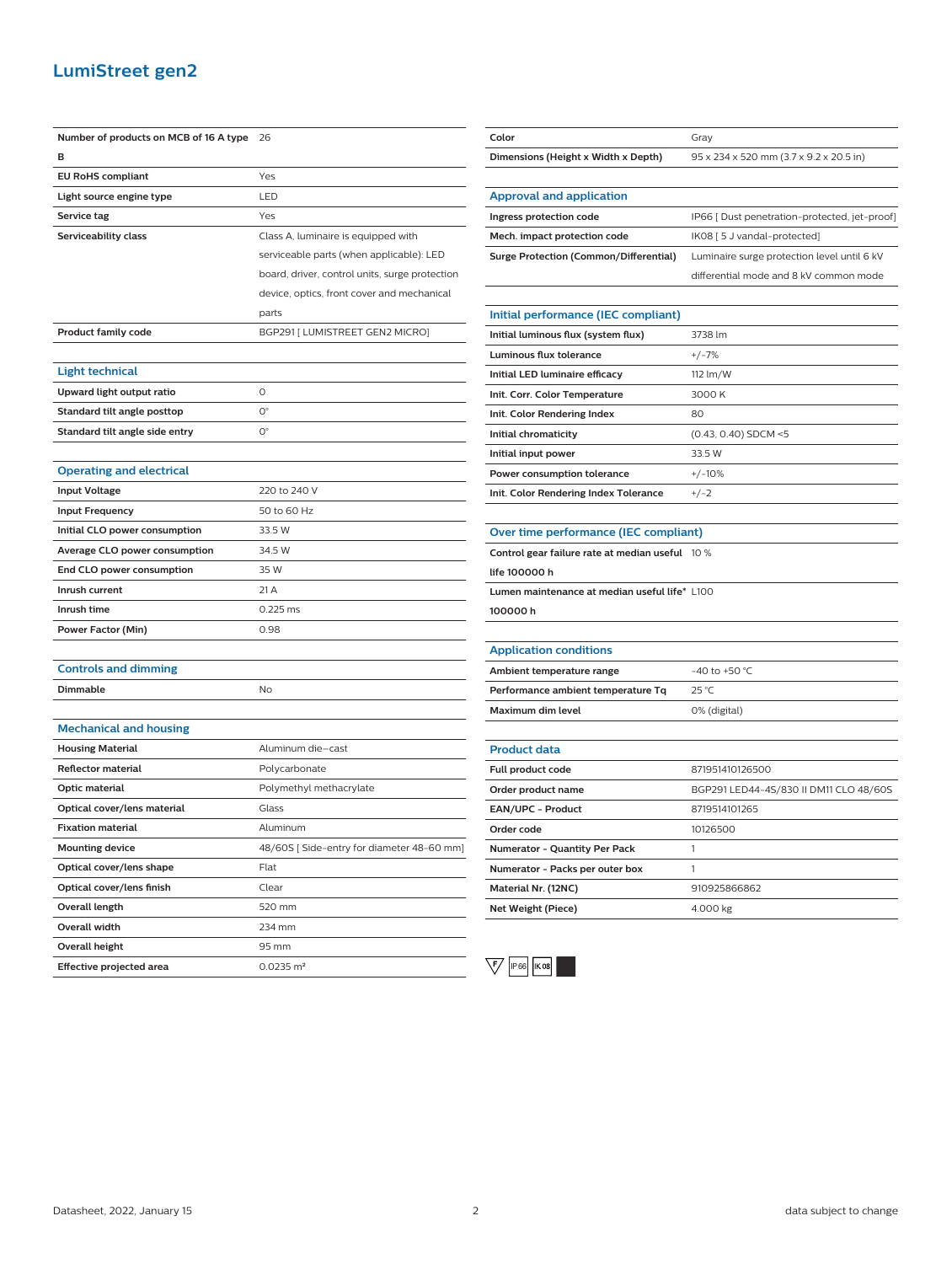# LumiStreet gen2

| | |
|---|---|
| **Number of products on MCB of 16 A type B** | 26 |
| **EU RoHS compliant** | Yes |
| **Light source engine type** | LED |
| **Service tag** | Yes |
| **Serviceability class** | Class A, luminaire is equipped with serviceable parts (when applicable): LED board, driver, control units, surge protection device, optics, front cover and mechanical parts |
| **Product family code** | BGP291 [ LUMISTREET GEN2 MICRO] |

## Light technical

| | |
|---|---|
| **Upward light output ratio** | 0 |
| **Standard tilt angle posttop** | 0° |
| **Standard tilt angle side entry** | 0° |

## Operating and electrical

| | |
|---|---|
| **Input Voltage** | 220 to 240 V |
| **Input Frequency** | 50 to 60 Hz |
| **Initial CLO power consumption** | 33.5 W |
| **Average CLO power consumption** | 34.5 W |
| **End CLO power consumption** | 35 W |
| **Inrush current** | 21 A |
| **Inrush time** | 0.225 ms |
| **Power Factor (Min)** | 0.98 |

## Controls and dimming

| | |
|---|---|
| **Dimmable** | No |

## Mechanical and housing

| | |
|---|---|
| **Housing Material** | Aluminum die-cast |
| **Reflector material** | Polycarbonate |
| **Optic material** | Polymethyl methacrylate |
| **Optical cover/lens material** | Glass |
| **Fixation material** | Aluminum |
| **Mounting device** | 48/60S [ Side-entry for diameter 48-60 mm] |
| **Optical cover/lens shape** | Flat |
| **Optical cover/lens finish** | Clear |
| **Overall length** | 520 mm |
| **Overall width** | 234 mm |
| **Overall height** | 95 mm |
| **Effective projected area** | 0.0235 m² |
| **Color** | Gray |
| **Dimensions (Height x Width x Depth)** | 95 x 234 x 520 mm (3.7 x 9.2 x 20.5 in) |

## Approval and application

| | |
|---|---|
| **Ingress protection code** | IP66 [ Dust penetration-protected, jet-proof] |
| **Mech. impact protection code** | IK08 [ 5 J vandal-protected] |
| **Surge Protection (Common/Differential)** | Luminaire surge protection level until 6 kV differential mode and 8 kV common mode |

## Initial performance (IEC compliant)

| | |
|---|---|
| **Initial luminous flux (system flux)** | 3738 lm |
| **Luminous flux tolerance** | +/-7% |
| **Initial LED luminaire efficacy** | 112 lm/W |
| **Init. Corr. Color Temperature** | 3000 K |
| **Init. Color Rendering Index** | 80 |
| **Initial chromaticity** | (0.43, 0.40) SDCM <5 |
| **Initial input power** | 33.5 W |
| **Power consumption tolerance** | +/-10% |
| **Init. Color Rendering Index Tolerance** | +/-2 |

## Over time performance (IEC compliant)

| | |
|---|---|
| **Control gear failure rate at median useful life 100000 h** | 10 % |
| **Lumen maintenance at median useful life* 100000 h** | L100 |

## Application conditions

| | |
|---|---|
| **Ambient temperature range** | -40 to +50 °C |
| **Performance ambient temperature Tq** | 25 °C |
| **Maximum dim level** | 0% (digital) |

## Product data

| | |
|---|---|
| **Full product code** | 871951410126500 |
| **Order product name** | BGP291 LED44-4S/830 II DM11 CLO 48/60S |
| **EAN/UPC - Product** | 8719514101265 |
| **Order code** | 10126500 |
| **Numerator - Quantity Per Pack** | 1 |
| **Numerator - Packs per outer box** | 1 |
| **Material Nr. (12NC)** | 910925866862 |
| **Net Weight (Piece)** | 4.000 kg |

F IP66 IK08

Datasheet, 2022, January 15 | data subject to change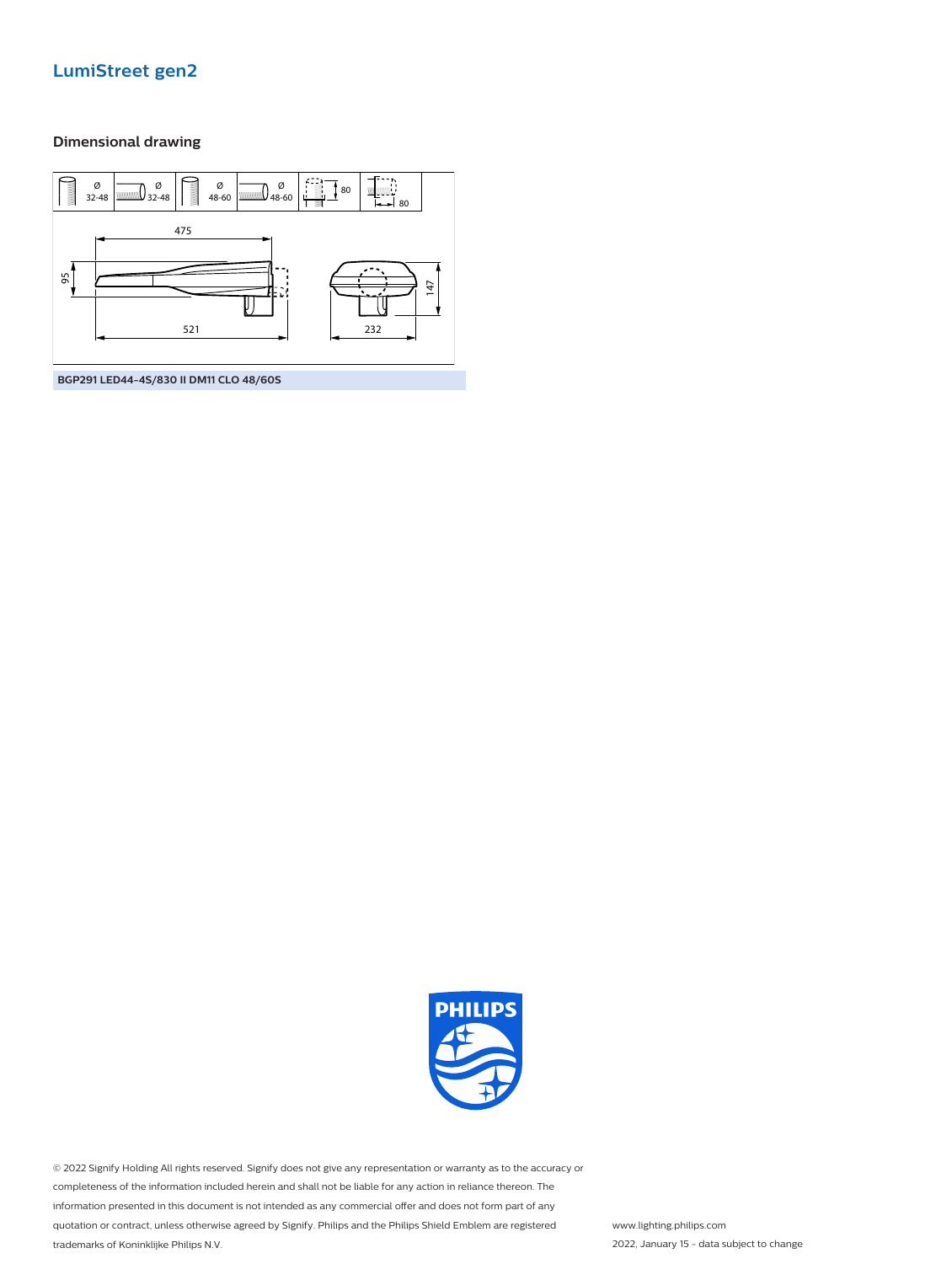## LumiStreet gen2

### Dimensional drawing

Ø 32-48

Ø 32-48

Ø 48-60

Ø 48-60

80

80

475

95

521

232

147

**BGP291 LED44-4S/830 II DM11 CLO 48/60S**

© 2022 Signify Holding All rights reserved. Signify does not give any representation or warranty as to the accuracy or completeness of the information included herein and shall not be liable for any action in reliance thereon. The information presented in this document is not intended as any commercial offer and does not form part of any quotation or contract, unless otherwise agreed by Signify. Philips and the Philips Shield Emblem are registered trademarks of Koninklijke Philips N.V.

www.lighting.philips.com

2022, January 15 - data subject to change